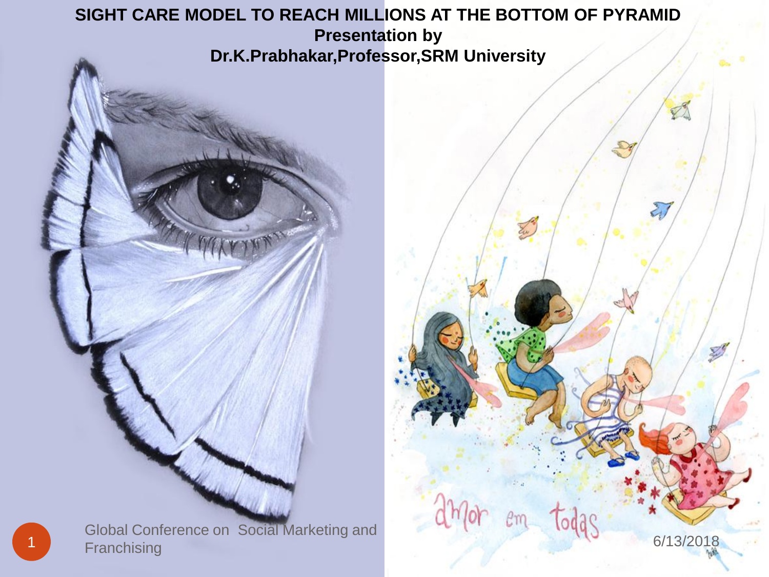# SIGHT CARE MODEL TO REACH MILLIONS AT THE BOTTOM OF PYRAMID

**Presentation by**

**Dr.K.Prabhakar,Professor,SRM University**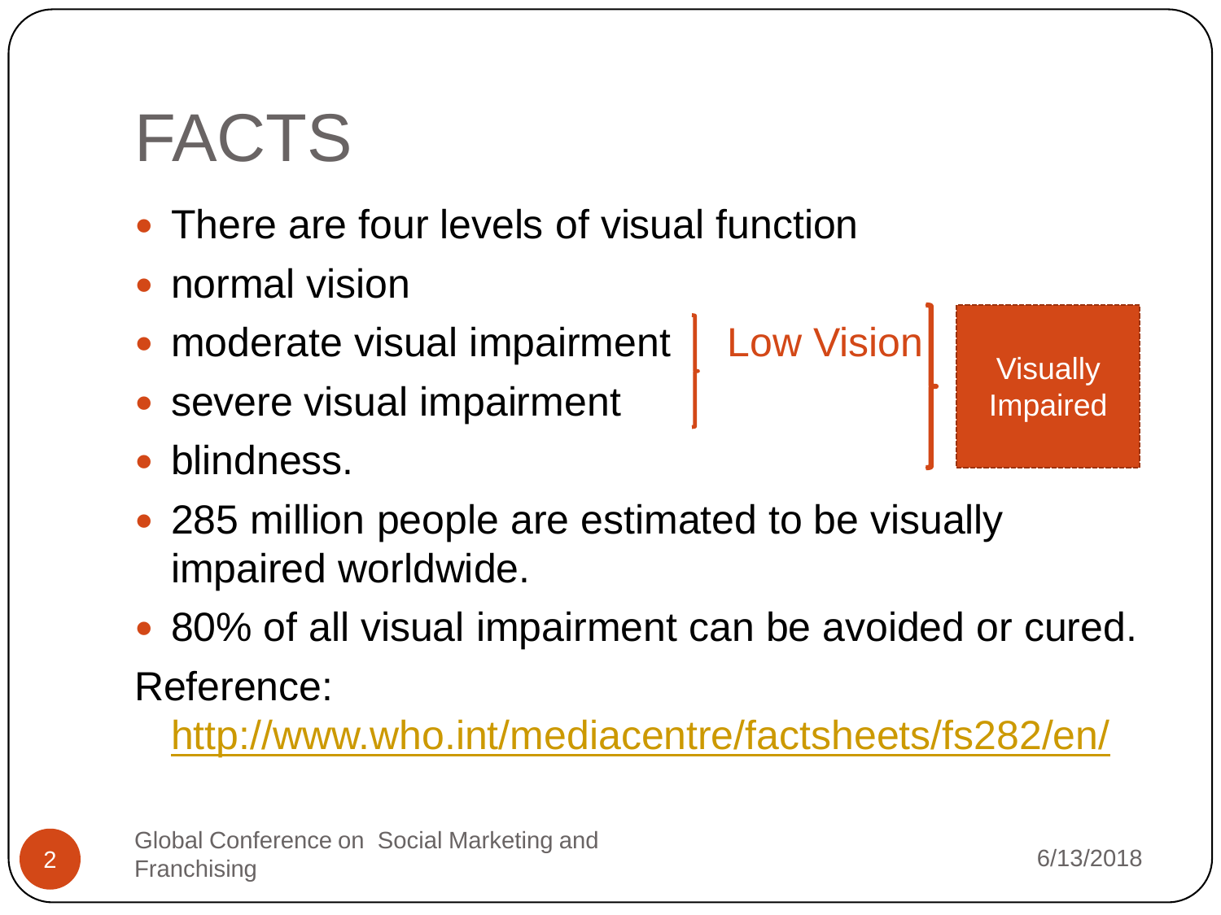# FACTS

- There are four levels of visual function
- normal vision
- moderate visual impairment
- severe visual impairment
- blindness.

Low Vision (moderate visual impairment, severe visual impairment)

Visually Impaired (Low Vision, blindness)

- 285 million people are estimated to be visually impaired worldwide.
- 80% of all visual impairment can be avoided or cured.

Reference:

[http://www.who.int/mediacentre/factsheets/fs282/en/](http://www.who.int/mediacentre/factsheets/fs282/en/)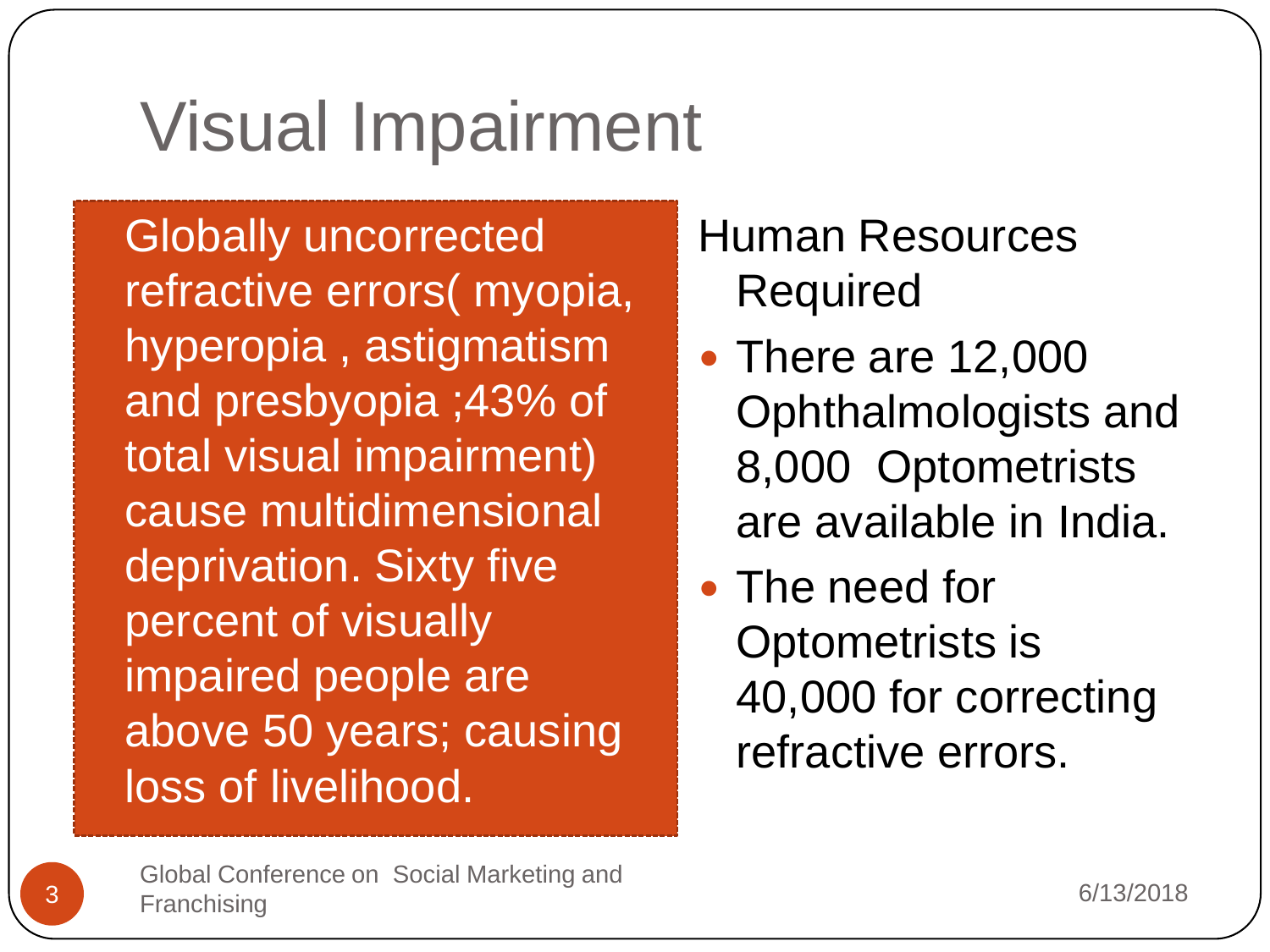# Visual Impairment

Globally uncorrected refractive errors( myopia, hyperopia , astigmatism and presbyopia ;43% of total visual impairment) cause multidimensional deprivation. Sixty five percent of visually impaired people are above 50 years; causing loss of livelihood.

Human Resources Required

- There are 12,000 Ophthalmologists and 8,000 Optometrists are available in India.
- The need for Optometrists is 40,000 for correcting refractive errors.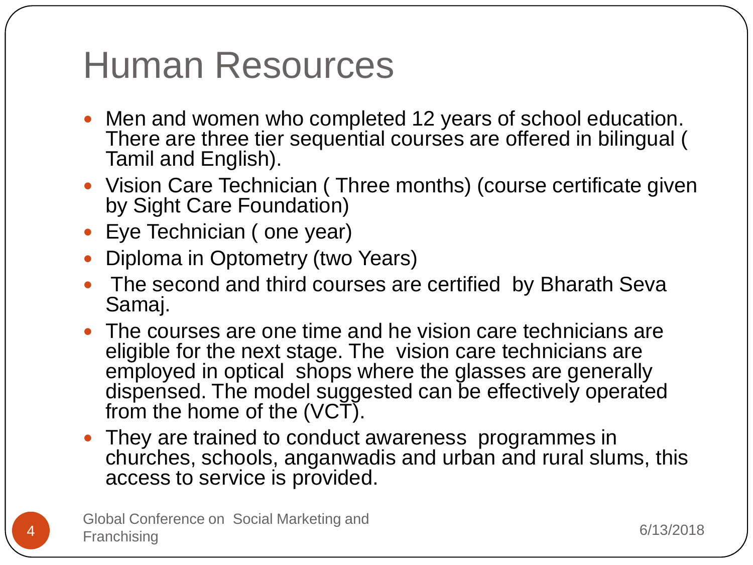# Human Resources

- Men and women who completed 12 years of school education. There are three tier sequential courses are offered in bilingual ( Tamil and English).
- Vision Care Technician ( Three months) (course certificate given by Sight Care Foundation)
- Eye Technician ( one year)
- Diploma in Optometry (two Years)
- The second and third courses are certified by Bharath Seva Samaj.
- The courses are one time and he vision care technicians are eligible for the next stage. The vision care technicians are employed in optical shops where the glasses are generally dispensed. The model suggested can be effectively operated from the home of the (VCT).
- They are trained to conduct awareness programmes in churches, schools, anganwadis and urban and rural slums, this access to service is provided.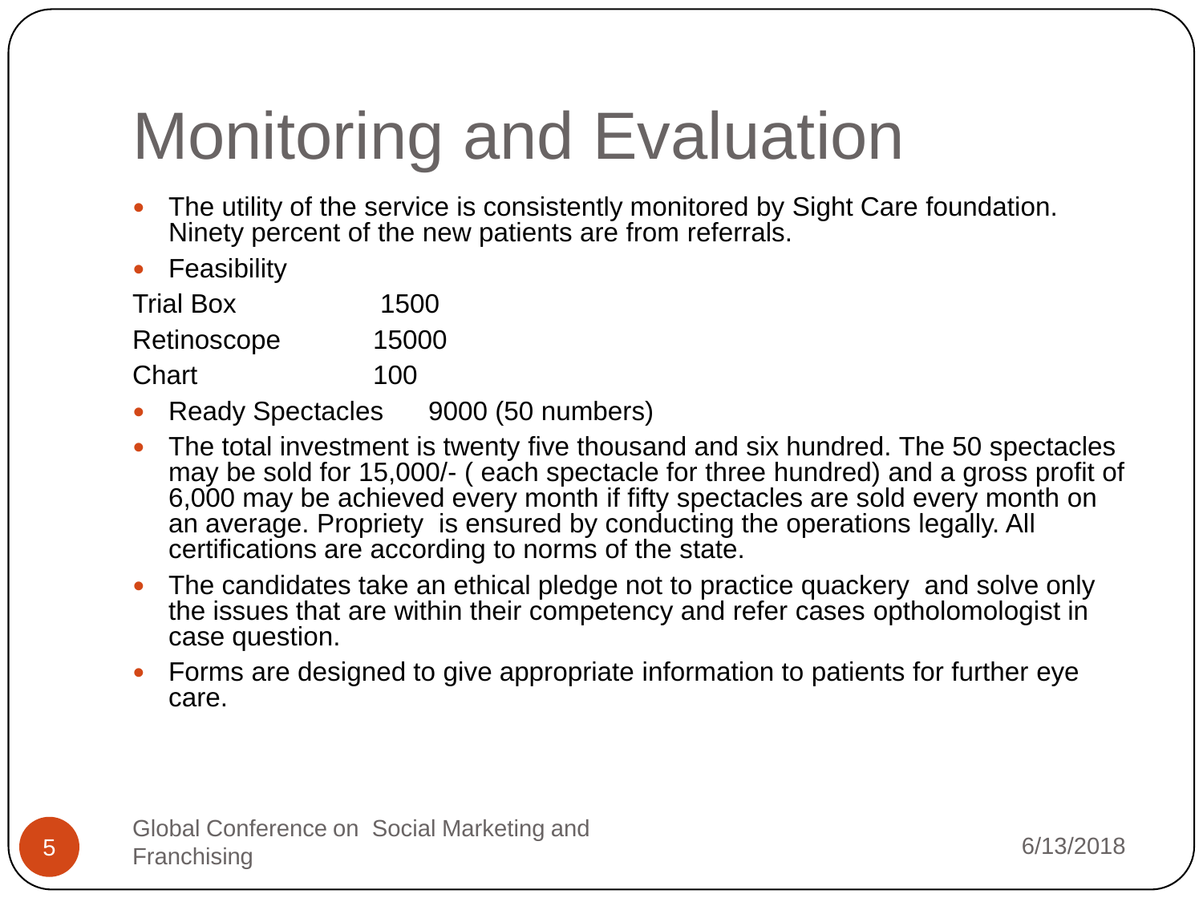# Monitoring and Evaluation

- The utility of the service is consistently monitored by Sight Care foundation. Ninety percent of the new patients are from referrals.
- Feasibility

| | |
|---|---|
| Trial Box | 1500 |
| Retinoscope | 15000 |
| Chart | 100 |

- Ready Spectacles 9000 (50 numbers)
- The total investment is twenty five thousand and six hundred. The 50 spectacles may be sold for 15,000/- ( each spectacle for three hundred) and a gross profit of 6,000 may be achieved every month if fifty spectacles are sold every month on an average. Propriety is ensured by conducting the operations legally. All certifications are according to norms of the state.
- The candidates take an ethical pledge not to practice quackery and solve only the issues that are within their competency and refer cases optholomologist in case question.
- Forms are designed to give appropriate information to patients for further eye care.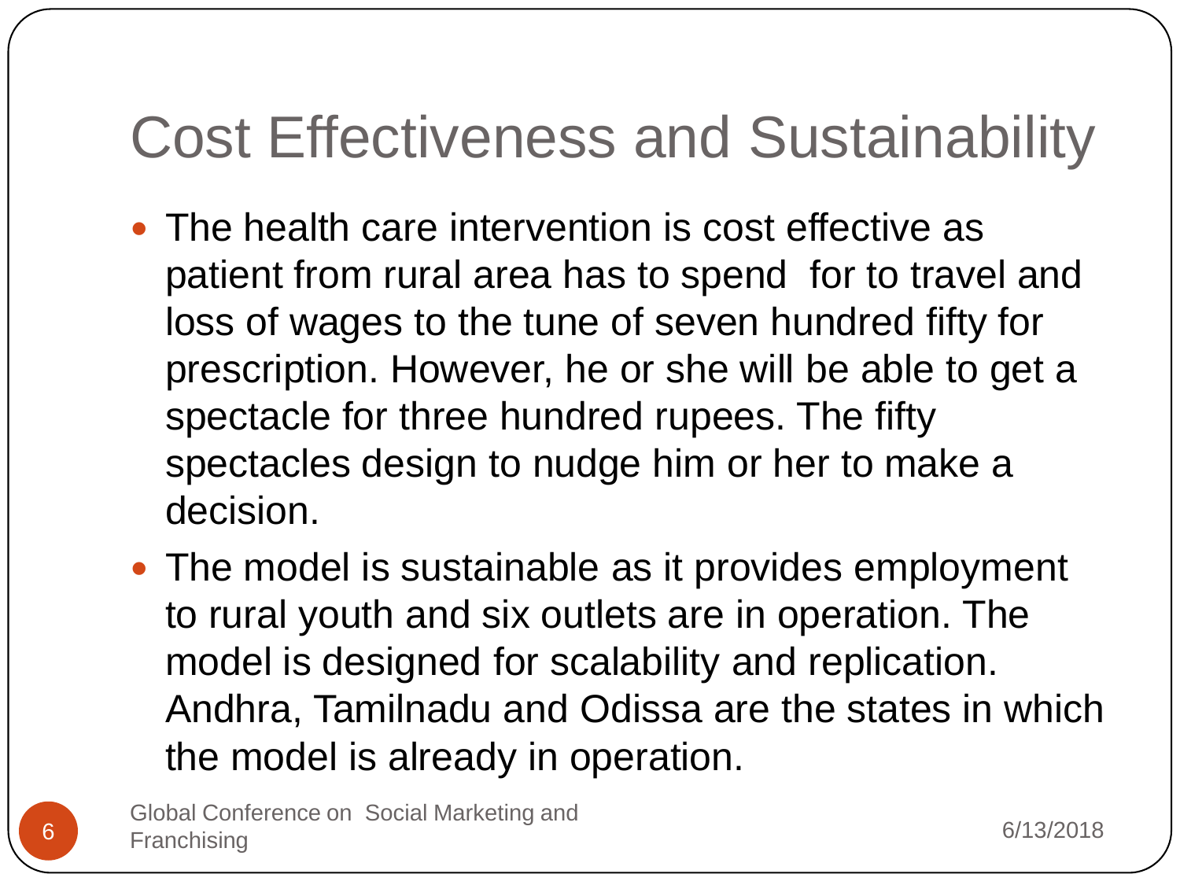# Cost Effectiveness and Sustainability

- The health care intervention is cost effective as patient from rural area has to spend for to travel and loss of wages to the tune of seven hundred fifty for prescription. However, he or she will be able to get a spectacle for three hundred rupees. The fifty spectacles design to nudge him or her to make a decision.
- The model is sustainable as it provides employment to rural youth and six outlets are in operation. The model is designed for scalability and replication. Andhra, Tamilnadu and Odissa are the states in which the model is already in operation.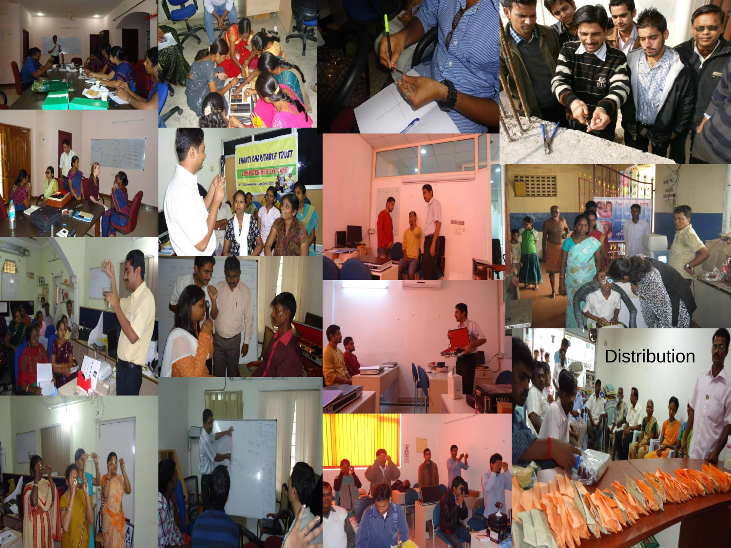Distribution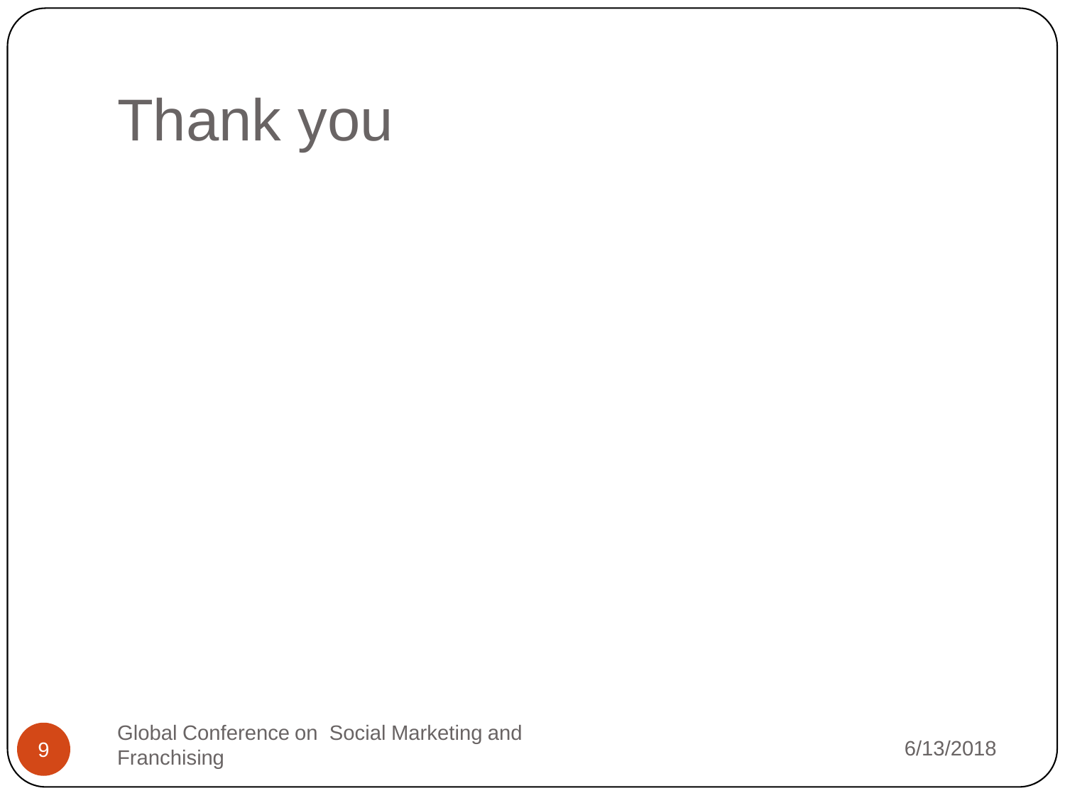# Thank you